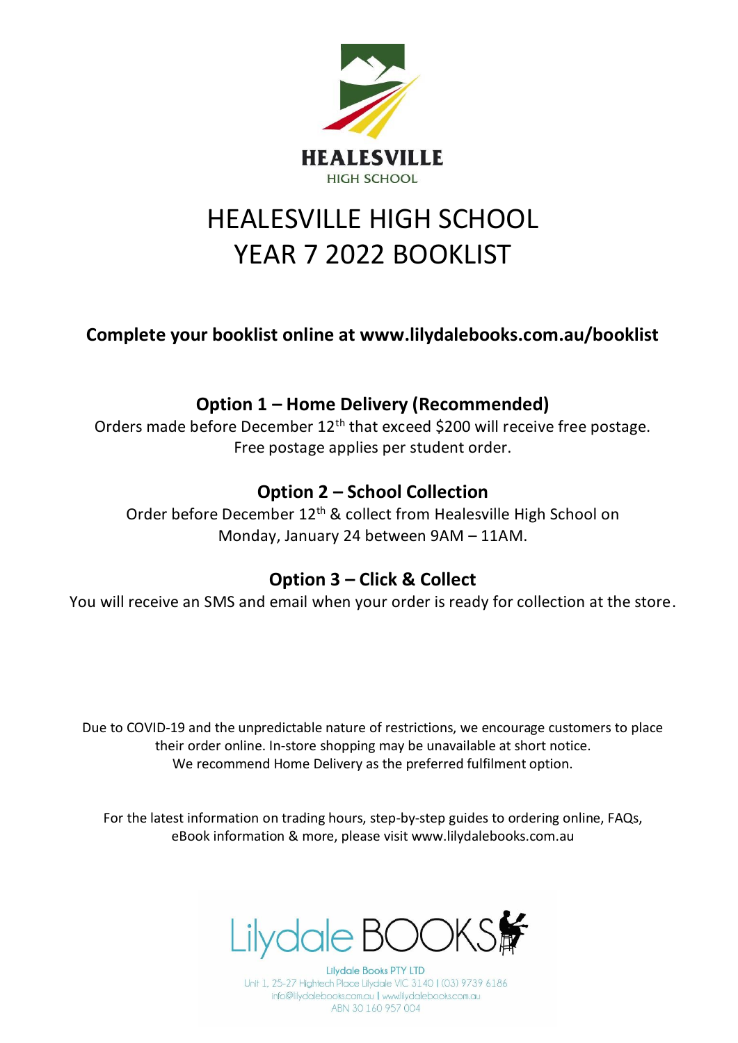HEALESVILLE

HIGH SCHOOL

# HEALESVILLE HIGH SCHOOL
# YEAR 7 2022 BOOKLIST

**Complete your booklist online at www.lilydalebooks.com.au/booklist**

## Option 1 – Home Delivery (Recommended)

Orders made before December 12th that exceed $200 will receive free postage.
Free postage applies per student order.

## Option 2 – School Collection

Order before December 12th & collect from Healesville High School on Monday, January 24 between 9AM – 11AM.

## Option 3 – Click & Collect

You will receive an SMS and email when your order is ready for collection at the store.

Due to COVID-19 and the unpredictable nature of restrictions, we encourage customers to place their order online. In-store shopping may be unavailable at short notice.
We recommend Home Delivery as the preferred fulfilment option.

For the latest information on trading hours, step-by-step guides to ordering online, FAQs, eBook information & more, please visit www.lilydalebooks.com.au

Lilydale BOOKS

Lilydale Books PTY LTD
Unit 1, 25-27 Hightech Place Lilydale VIC 3140 | (03) 9739 6186
info@lilydalebooks.com.au | www.lilydalebooks.com.au
ABN 30 160 957 004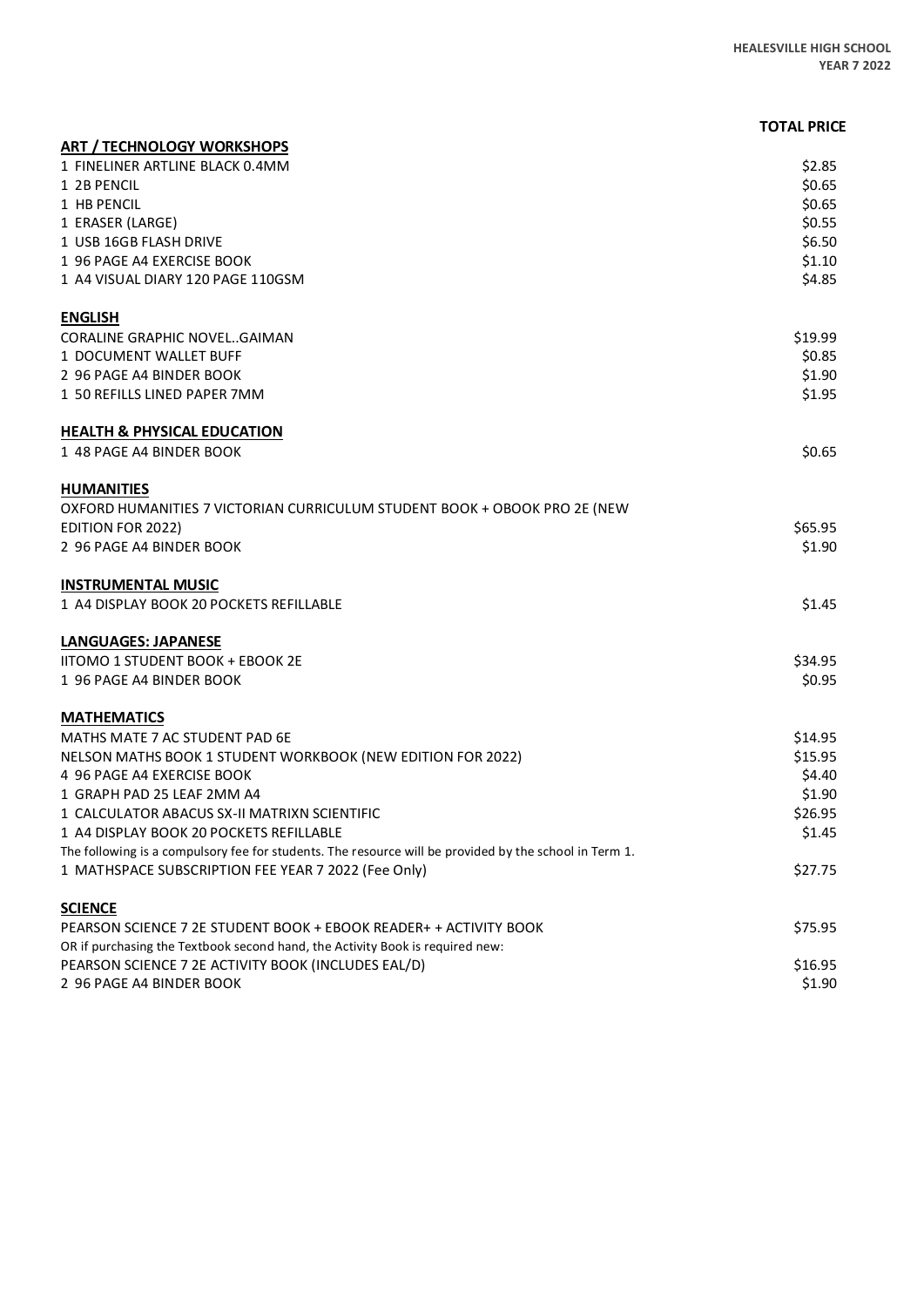| | TOTAL PRICE |
|---|---|
| **ART / TECHNOLOGY WORKSHOPS** | |
| 1 FINELINER ARTLINE BLACK 0.4MM | $2.85 |
| 1 2B PENCIL | $0.65 |
| 1 HB PENCIL | $0.65 |
| 1 ERASER (LARGE) | $0.55 |
| 1 USB 16GB FLASH DRIVE | $6.50 |
| 1 96 PAGE A4 EXERCISE BOOK | $1.10 |
| 1 A4 VISUAL DIARY 120 PAGE 110GSM | $4.85 |
| **ENGLISH** | |
| CORALINE GRAPHIC NOVEL..GAIMAN | $19.99 |
| 1 DOCUMENT WALLET BUFF | $0.85 |
| 2 96 PAGE A4 BINDER BOOK | $1.90 |
| 1 50 REFILLS LINED PAPER 7MM | $1.95 |
| **HEALTH & PHYSICAL EDUCATION** | |
| 1 48 PAGE A4 BINDER BOOK | $0.65 |
| **HUMANITIES** | |
| OXFORD HUMANITIES 7 VICTORIAN CURRICULUM STUDENT BOOK + OBOOK PRO 2E (NEW EDITION FOR 2022) | $65.95 |
| 2 96 PAGE A4 BINDER BOOK | $1.90 |
| **INSTRUMENTAL MUSIC** | |
| 1 A4 DISPLAY BOOK 20 POCKETS REFILLABLE | $1.45 |
| **LANGUAGES: JAPANESE** | |
| IITOMO 1 STUDENT BOOK + EBOOK 2E | $34.95 |
| 1 96 PAGE A4 BINDER BOOK | $0.95 |
| **MATHEMATICS** | |
| MATHS MATE 7 AC STUDENT PAD 6E | $14.95 |
| NELSON MATHS BOOK 1 STUDENT WORKBOOK (NEW EDITION FOR 2022) | $15.95 |
| 4 96 PAGE A4 EXERCISE BOOK | $4.40 |
| 1 GRAPH PAD 25 LEAF 2MM A4 | $1.90 |
| 1 CALCULATOR ABACUS SX-II MATRIXN SCIENTIFIC | $26.95 |
| 1 A4 DISPLAY BOOK 20 POCKETS REFILLABLE | $1.45 |
| The following is a compulsory fee for students. The resource will be provided by the school in Term 1. | |
| 1 MATHSPACE SUBSCRIPTION FEE YEAR 7 2022 (Fee Only) | $27.75 |
| **SCIENCE** | |
| PEARSON SCIENCE 7 2E STUDENT BOOK + EBOOK READER+ + ACTIVITY BOOK | $75.95 |
| OR if purchasing the Textbook second hand, the Activity Book is required new: | |
| PEARSON SCIENCE 7 2E ACTIVITY BOOK (INCLUDES EAL/D) | $16.95 |
| 2 96 PAGE A4 BINDER BOOK | $1.90 |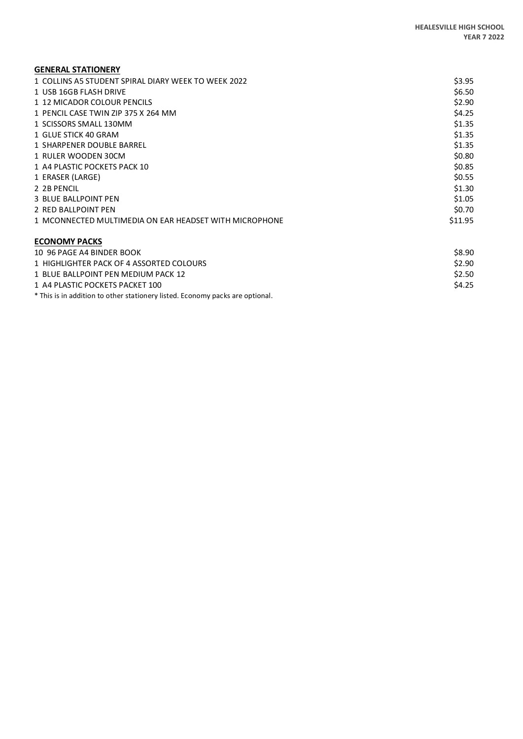**HEALESVILLE HIGH SCHOOL**
**YEAR 7 2022**

## GENERAL STATIONERY

| | |
|---|---|
| 1 COLLINS A5 STUDENT SPIRAL DIARY WEEK TO WEEK 2022 | $3.95 |
| 1 USB 16GB FLASH DRIVE | $6.50 |
| 1 12 MICADOR COLOUR PENCILS | $2.90 |
| 1 PENCIL CASE TWIN ZIP 375 X 264 MM | $4.25 |
| 1 SCISSORS SMALL 130MM | $1.35 |
| 1 GLUE STICK 40 GRAM | $1.35 |
| 1 SHARPENER DOUBLE BARREL | $1.35 |
| 1 RULER WOODEN 30CM | $0.80 |
| 1 A4 PLASTIC POCKETS PACK 10 | $0.85 |
| 1 ERASER (LARGE) | $0.55 |
| 2 2B PENCIL | $1.30 |
| 3 BLUE BALLPOINT PEN | $1.05 |
| 2 RED BALLPOINT PEN | $0.70 |
| 1 MCONNECTED MULTIMEDIA ON EAR HEADSET WITH MICROPHONE | $11.95 |

## ECONOMY PACKS

| | |
|---|---|
| 10 96 PAGE A4 BINDER BOOK | $8.90 |
| 1 HIGHLIGHTER PACK OF 4 ASSORTED COLOURS | $2.90 |
| 1 BLUE BALLPOINT PEN MEDIUM PACK 12 | $2.50 |
| 1 A4 PLASTIC POCKETS PACKET 100 | $4.25 |

* This is in addition to other stationery listed. Economy packs are optional.